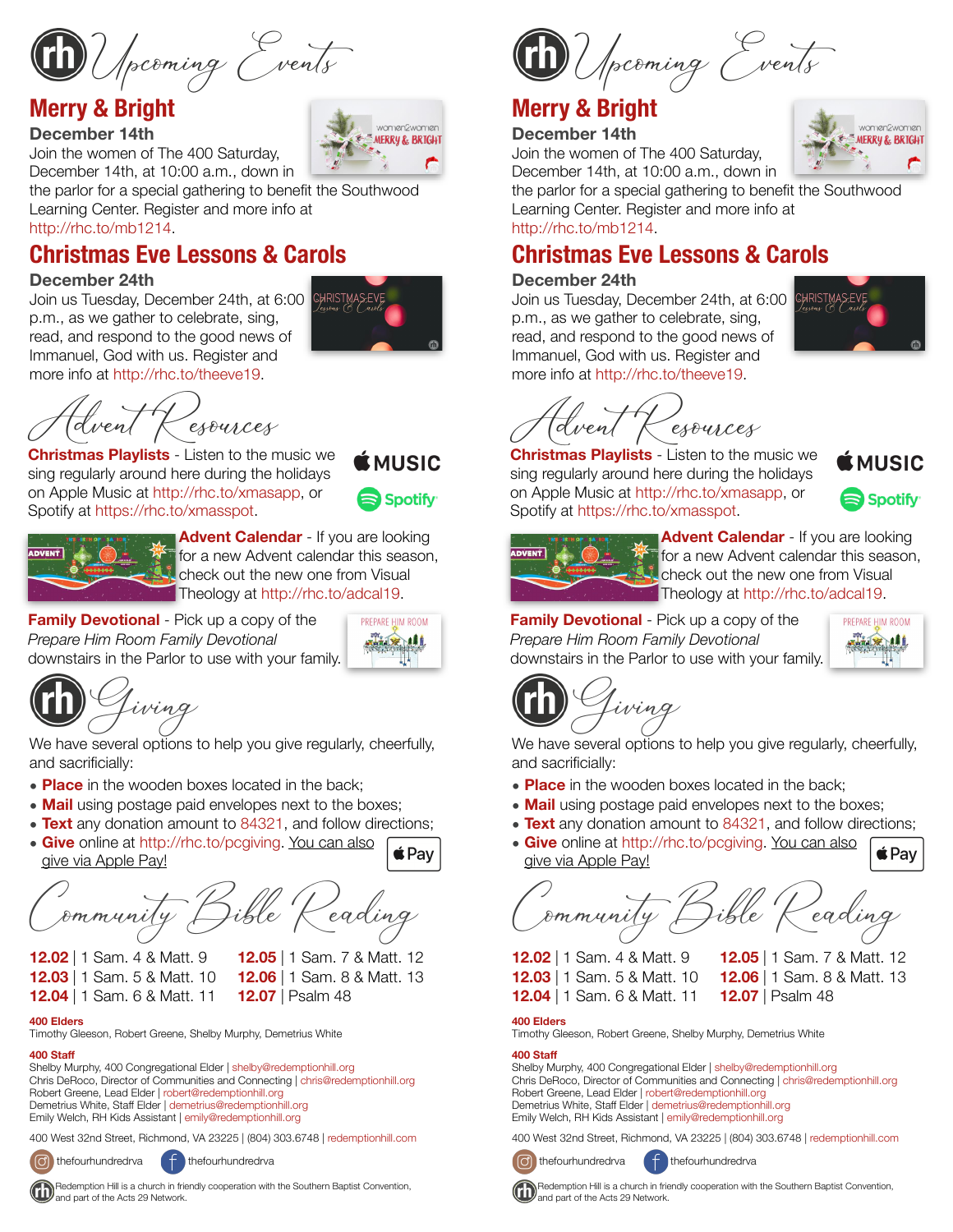# Upcoming Events

## Merry & Bright

### December 14th

Join the women of The 400 Saturday, December 14th, at 10:00 a.m., down in the parlor for a special gathering to benefit the Southwood Learning Center. Register and more info at http://rhc.to/mb1214.

## Christmas Eve Lessons & Carols

### December 24th

Join us Tuesday, December 24th, at 6:00 p.m., as we gather to celebrate, sing, read, and respond to the good news of Immanuel, God with us. Register and more info at http://rhc.to/theeve19.

# Advent Resources

**Christmas Playlists** - Listen to the music we sing regularly around here during the holidays on Apple Music at http://rhc.to/xmasapp, or Spotify at https://rhc.to/xmasspot.

**Advent Calendar** - If you are looking for a new Advent calendar this season, check out the new one from Visual Theology at http://rhc.to/adcal19.

**Family Devotional** - Pick up a copy of the *Prepare Him Room Family Devotional* downstairs in the Parlor to use with your family.

# Giving

We have several options to help you give regularly, cheerfully, and sacrificially:

- **Place** in the wooden boxes located in the back;
- **Mail** using postage paid envelopes next to the boxes;
- **Text** any donation amount to 84321, and follow directions;
- **Give** online at http://rhc.to/pcgiving. You can also give via Apple Pay!

# Community Bible Reading

**12.02** | 1 Sam. 4 & Matt. 9
**12.03** | 1 Sam. 5 & Matt. 10
**12.04** | 1 Sam. 6 & Matt. 11
**12.05** | 1 Sam. 7 & Matt. 12
**12.06** | 1 Sam. 8 & Matt. 13
**12.07** | Psalm 48

**400 Elders**
Timothy Gleeson, Robert Greene, Shelby Murphy, Demetrius White

**400 Staff**
Shelby Murphy, 400 Congregational Elder | shelby@redemptionhill.org
Chris DeRoco, Director of Communities and Connecting | chris@redemptionhill.org
Robert Greene, Lead Elder | robert@redemptionhill.org
Demetrius White, Staff Elder | demetrius@redemptionhill.org
Emily Welch, RH Kids Assistant | emily@redemptionhill.org

400 West 32nd Street, Richmond, VA 23225 | (804) 303.6748 | redemptionhill.com

thefourhundredrva thefourhundredrva

Redemption Hill is a church in friendly cooperation with the Southern Baptist Convention, and part of the Acts 29 Network.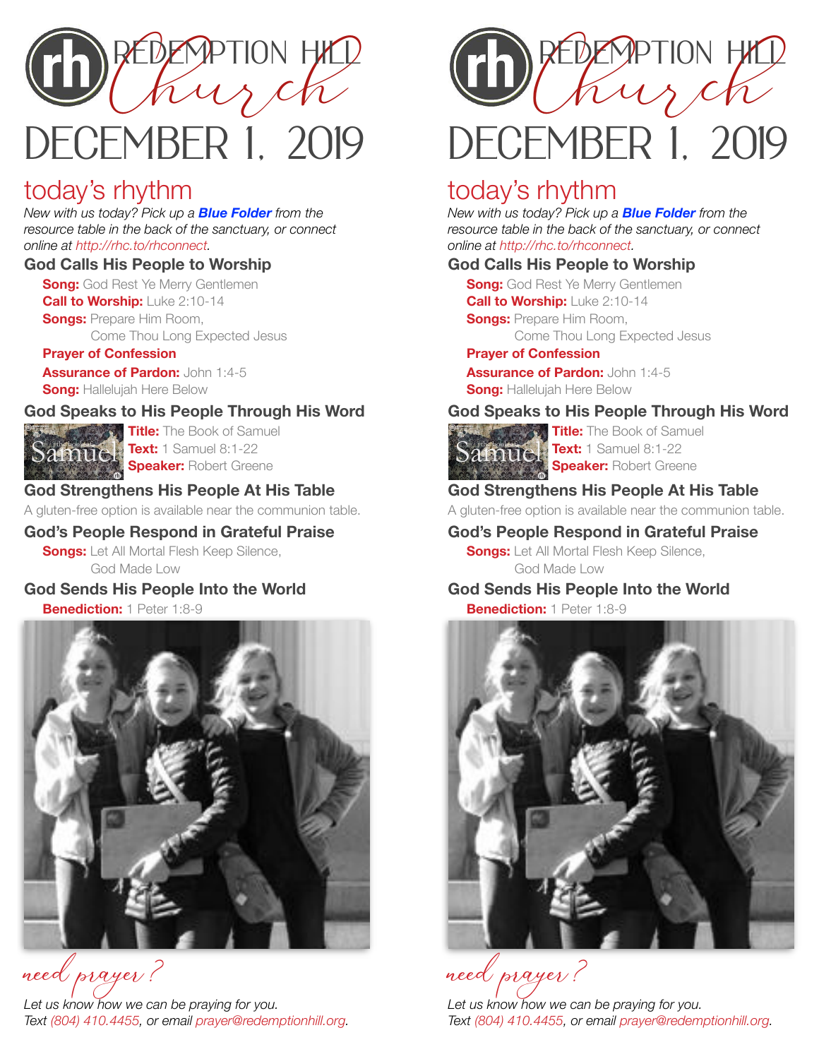# REDEMPTION HILL Church

# DECEMBER 1, 2019

## today's rhythm

*New with us today? Pick up a **Blue Folder** from the resource table in the back of the sanctuary, or connect online at http://rhc.to/rhconnect.*

### God Calls His People to Worship

**Song:** God Rest Ye Merry Gentlemen
**Call to Worship:** Luke 2:10-14
**Songs:** Prepare Him Room,
Come Thou Long Expected Jesus
**Prayer of Confession**
**Assurance of Pardon:** John 1:4-5
**Song:** Hallelujah Here Below

### God Speaks to His People Through His Word

**Title:** The Book of Samuel
**Text:** 1 Samuel 8:1-22
**Speaker:** Robert Greene

### God Strengthens His People At His Table

A gluten-free option is available near the communion table.

### God's People Respond in Grateful Praise

**Songs:** Let All Mortal Flesh Keep Silence,
God Made Low

### God Sends His People Into the World

**Benediction:** 1 Peter 1:8-9

## need prayer?

*Let us know how we can be praying for you.*
*Text (804) 410.4455, or email prayer@redemptionhill.org.*

# REDEMPTION HILL Church

# DECEMBER 1, 2019

## today's rhythm

*New with us today? Pick up a **Blue Folder** from the resource table in the back of the sanctuary, or connect online at http://rhc.to/rhconnect.*

### God Calls His People to Worship

**Song:** God Rest Ye Merry Gentlemen
**Call to Worship:** Luke 2:10-14
**Songs:** Prepare Him Room,
Come Thou Long Expected Jesus
**Prayer of Confession**
**Assurance of Pardon:** John 1:4-5
**Song:** Hallelujah Here Below

### God Speaks to His People Through His Word

**Title:** The Book of Samuel
**Text:** 1 Samuel 8:1-22
**Speaker:** Robert Greene

### God Strengthens His People At His Table

A gluten-free option is available near the communion table.

### God's People Respond in Grateful Praise

**Songs:** Let All Mortal Flesh Keep Silence,
God Made Low

### God Sends His People Into the World

**Benediction:** 1 Peter 1:8-9

## need prayer?

*Let us know how we can be praying for you.*
*Text (804) 410.4455, or email prayer@redemptionhill.org.*